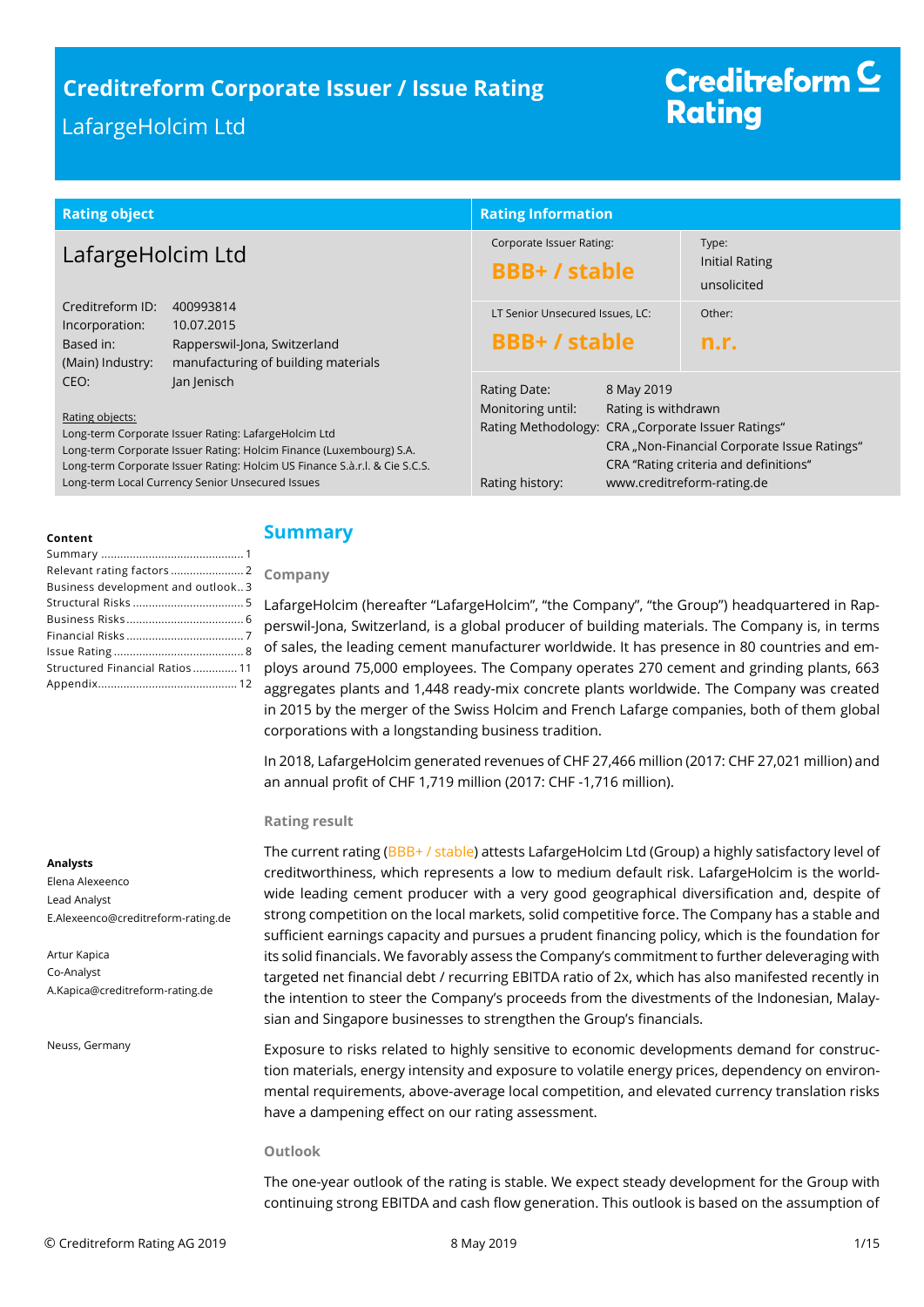# Creditreform Corporate Issuer / Issue Rating

LafargeHolcim Ltd

Creditreform Rating

| Rating object | | Rating Information | |
|---|---|---|---|
| **LafargeHolcim Ltd** | | Corporate Issuer Rating: **BBB+ / stable** | Type: Initial Rating unsolicited |
| Creditreform ID: | 400993814 | LT Senior Unsecured Issues, LC: **BBB+ / stable** | Other: **n.r.** |
| Incorporation: | 10.07.2015 | Rating Date: | 8 May 2019 |
| Based in: | Rapperswil-Jona, Switzerland | Monitoring until: | Rating is withdrawn |
| (Main) Industry: | manufacturing of building materials | Rating Methodology: | CRA „Corporate Issuer Ratings" CRA „Non-Financial Corporate Issue Ratings" CRA "Rating criteria and definitions" |
| CEO: | Jan Jenisch | Rating history: | www.creditreform-rating.de |

Rating objects:
Long-term Corporate Issuer Rating: LafargeHolcim Ltd
Long-term Corporate Issuer Rating: Holcim Finance (Luxembourg) S.A.
Long-term Corporate Issuer Rating: Holcim US Finance S.à.r.l. & Cie S.C.S.
Long-term Local Currency Senior Unsecured Issues

**Content**

Summary ..... 1
Relevant rating factors ..... 2
Business development and outlook ..... 3
Structural Risks ..... 5
Business Risks ..... 6
Financial Risks ..... 7
Issue Rating ..... 8
Structured Financial Ratios ..... 11
Appendix ..... 12

**Analysts**

Elena Alexeenco
Lead Analyst
E.Alexeenco@creditreform-rating.de

Artur Kapica
Co-Analyst
A.Kapica@creditreform-rating.de

Neuss, Germany

## Summary

### Company

LafargeHolcim (hereafter "LafargeHolcim", "the Company", "the Group") headquartered in Rapperswil-Jona, Switzerland, is a global producer of building materials. The Company is, in terms of sales, the leading cement manufacturer worldwide. It has presence in 80 countries and employs around 75,000 employees. The Company operates 270 cement and grinding plants, 663 aggregates plants and 1,448 ready-mix concrete plants worldwide. The Company was created in 2015 by the merger of the Swiss Holcim and French Lafarge companies, both of them global corporations with a longstanding business tradition.

In 2018, LafargeHolcim generated revenues of CHF 27,466 million (2017: CHF 27,021 million) and an annual profit of CHF 1,719 million (2017: CHF -1,716 million).

### Rating result

The current rating (BBB+ / stable) attests LafargeHolcim Ltd (Group) a highly satisfactory level of creditworthiness, which represents a low to medium default risk. LafargeHolcim is the worldwide leading cement producer with a very good geographical diversification and, despite of strong competition on the local markets, solid competitive force. The Company has a stable and sufficient earnings capacity and pursues a prudent financing policy, which is the foundation for its solid financials. We favorably assess the Company's commitment to further deleveraging with targeted net financial debt / recurring EBITDA ratio of 2x, which has also manifested recently in the intention to steer the Company's proceeds from the divestments of the Indonesian, Malaysian and Singapore businesses to strengthen the Group's financials.

Exposure to risks related to highly sensitive to economic developments demand for construction materials, energy intensity and exposure to volatile energy prices, dependency on environmental requirements, above-average local competition, and elevated currency translation risks have a dampening effect on our rating assessment.

### Outlook

The one-year outlook of the rating is stable. We expect steady development for the Group with continuing strong EBITDA and cash flow generation. This outlook is based on the assumption of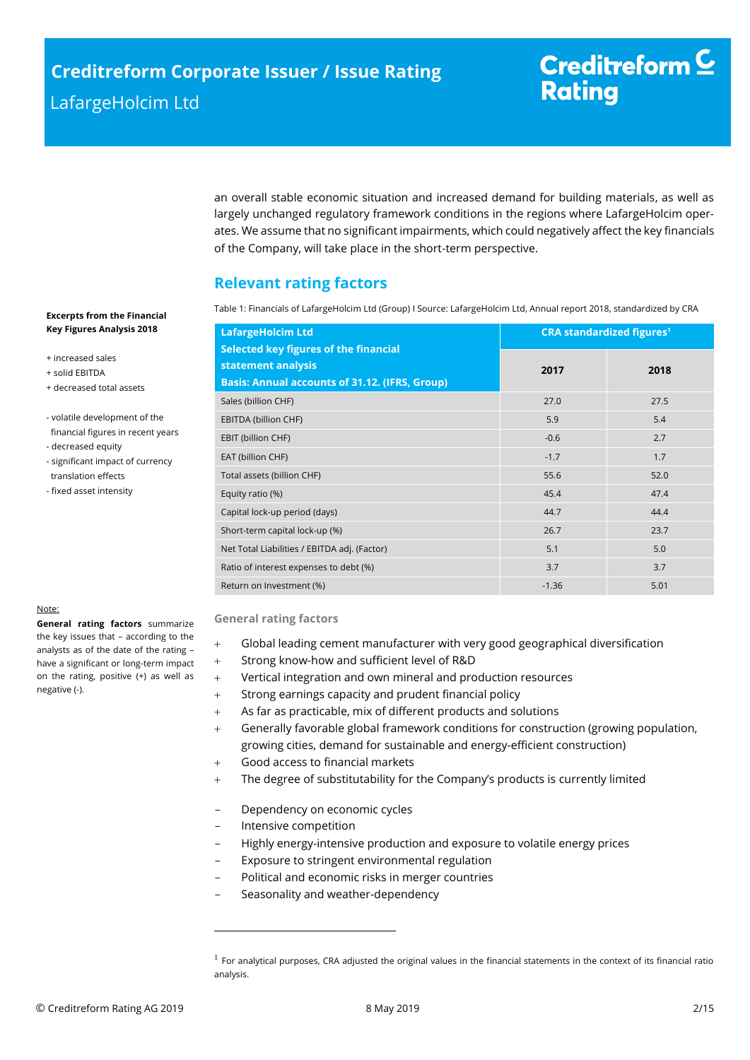an overall stable economic situation and increased demand for building materials, as well as largely unchanged regulatory framework conditions in the regions where LafargeHolcim operates. We assume that no significant impairments, which could negatively affect the key financials of the Company, will take place in the short-term perspective.

## Relevant rating factors

**Excerpts from the Financial Key Figures Analysis 2018**

+ increased sales
+ solid EBITDA
+ decreased total assets

- volatile development of the financial figures in recent years
- decreased equity
- significant impact of currency translation effects
- fixed asset intensity

Table 1: Financials of LafargeHolcim Ltd (Group) I Source: LafargeHolcim Ltd, Annual report 2018, standardized by CRA

| LafargeHolcim Ltd<br>Selected key figures of the financial statement analysis<br>Basis: Annual accounts of 31.12. (IFRS, Group) | CRA standardized figures[1] | |
|---|---|---|
| | 2017 | 2018 |
| Sales (billion CHF) | 27.0 | 27.5 |
| EBITDA (billion CHF) | 5.9 | 5.4 |
| EBIT (billion CHF) | -0.6 | 2.7 |
| EAT (billion CHF) | -1.7 | 1.7 |
| Total assets (billion CHF) | 55.6 | 52.0 |
| Equity ratio (%) | 45.4 | 47.4 |
| Capital lock-up period (days) | 44.7 | 44.4 |
| Short-term capital lock-up (%) | 26.7 | 23.7 |
| Net Total Liabilities / EBITDA adj. (Factor) | 5.1 | 5.0 |
| Ratio of interest expenses to debt (%) | 3.7 | 3.7 |
| Return on Investment (%) | -1.36 | 5.01 |

Note:

**General rating factors** summarize the key issues that – according to the analysts as of the date of the rating – have a significant or long-term impact on the rating, positive (+) as well as negative (-).

### General rating factors

+ Global leading cement manufacturer with very good geographical diversification
+ Strong know-how and sufficient level of R&D
+ Vertical integration and own mineral and production resources
+ Strong earnings capacity and prudent financial policy
+ As far as practicable, mix of different products and solutions
+ Generally favorable global framework conditions for construction (growing population, growing cities, demand for sustainable and energy-efficient construction)
+ Good access to financial markets
+ The degree of substitutability for the Company's products is currently limited

– Dependency on economic cycles
– Intensive competition
– Highly energy-intensive production and exposure to volatile energy prices
– Exposure to stringent environmental regulation
– Political and economic risks in merger countries
– Seasonality and weather-dependency

[1] For analytical purposes, CRA adjusted the original values in the financial statements in the context of its financial ratio analysis.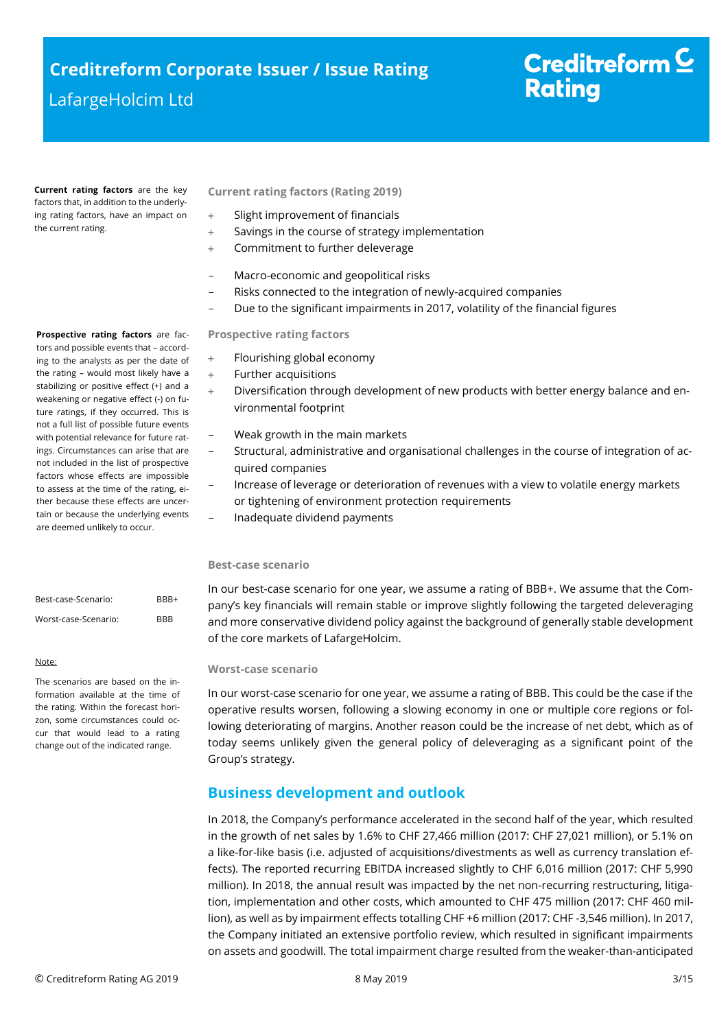**Current rating factors** are the key factors that, in addition to the underlying rating factors, have an impact on the current rating.

### Current rating factors (Rating 2019)

- \+ Slight improvement of financials
- \+ Savings in the course of strategy implementation
- \+ Commitment to further deleverage

- – Macro-economic and geopolitical risks
- – Risks connected to the integration of newly-acquired companies
- – Due to the significant impairments in 2017, volatility of the financial figures

**Prospective rating factors** are factors and possible events that – according to the analysts as per the date of the rating – would most likely have a stabilizing or positive effect (+) and a weakening or negative effect (-) on future ratings, if they occurred. This is not a full list of possible future events with potential relevance for future ratings. Circumstances can arise that are not included in the list of prospective factors whose effects are impossible to assess at the time of the rating, either because these effects are uncertain or because the underlying events are deemed unlikely to occur.

### Prospective rating factors

- \+ Flourishing global economy
- \+ Further acquisitions
- \+ Diversification through development of new products with better energy balance and environmental footprint

- – Weak growth in the main markets
- – Structural, administrative and organisational challenges in the course of integration of acquired companies
- – Increase of leverage or deterioration of revenues with a view to volatile energy markets or tightening of environment protection requirements
- – Inadequate dividend payments

| | |
|---|---|
| Best-case-Scenario: | BBB+ |
| Worst-case-Scenario: | BBB |

Note:

The scenarios are based on the information available at the time of the rating. Within the forecast horizon, some circumstances could occur that would lead to a rating change out of the indicated range.

### Best-case scenario

In our best-case scenario for one year, we assume a rating of BBB+. We assume that the Company's key financials will remain stable or improve slightly following the targeted deleveraging and more conservative dividend policy against the background of generally stable development of the core markets of LafargeHolcim.

### Worst-case scenario

In our worst-case scenario for one year, we assume a rating of BBB. This could be the case if the operative results worsen, following a slowing economy in one or multiple core regions or following deteriorating of margins. Another reason could be the increase of net debt, which as of today seems unlikely given the general policy of deleveraging as a significant point of the Group's strategy.

## Business development and outlook

In 2018, the Company's performance accelerated in the second half of the year, which resulted in the growth of net sales by 1.6% to CHF 27,466 million (2017: CHF 27,021 million), or 5.1% on a like-for-like basis (i.e. adjusted of acquisitions/divestments as well as currency translation effects). The reported recurring EBITDA increased slightly to CHF 6,016 million (2017: CHF 5,990 million). In 2018, the annual result was impacted by the net non-recurring restructuring, litigation, implementation and other costs, which amounted to CHF 475 million (2017: CHF 460 million), as well as by impairment effects totalling CHF +6 million (2017: CHF -3,546 million). In 2017, the Company initiated an extensive portfolio review, which resulted in significant impairments on assets and goodwill. The total impairment charge resulted from the weaker-than-anticipated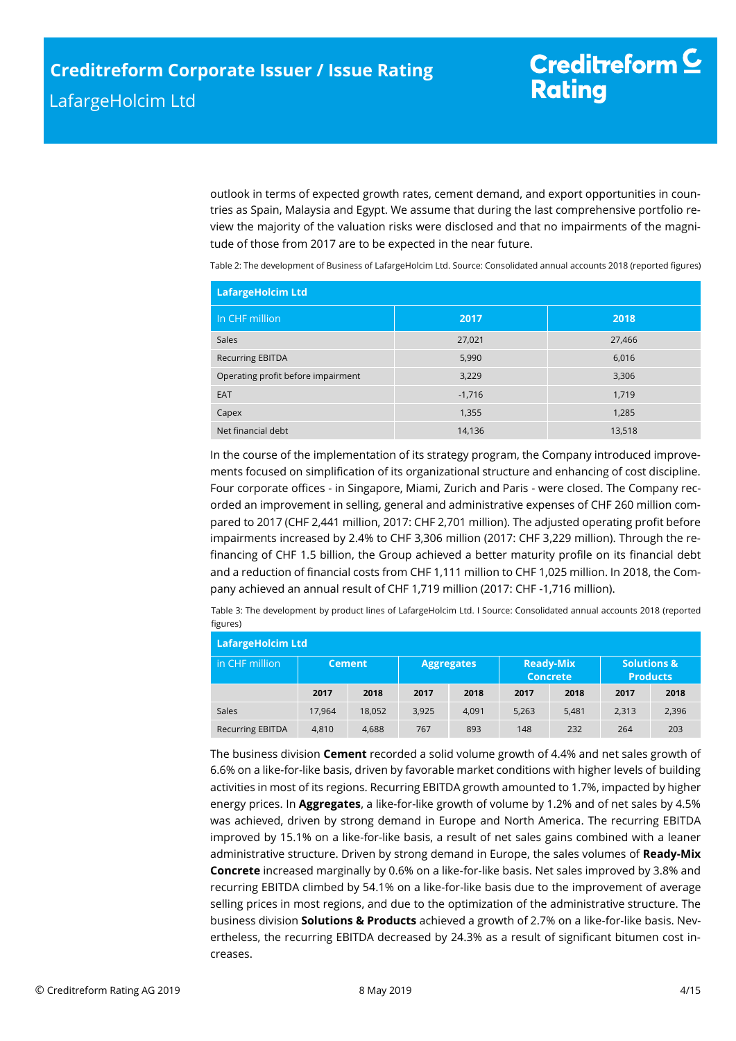outlook in terms of expected growth rates, cement demand, and export opportunities in countries as Spain, Malaysia and Egypt. We assume that during the last comprehensive portfolio review the majority of the valuation risks were disclosed and that no impairments of the magnitude of those from 2017 are to be expected in the near future.

Table 2: The development of Business of LafargeHolcim Ltd. Source: Consolidated annual accounts 2018 (reported figures)

| LafargeHolcim Ltd | | |
|---|---|---|
| In CHF million | 2017 | 2018 |
| Sales | 27,021 | 27,466 |
| Recurring EBITDA | 5,990 | 6,016 |
| Operating profit before impairment | 3,229 | 3,306 |
| EAT | -1,716 | 1,719 |
| Capex | 1,355 | 1,285 |
| Net financial debt | 14,136 | 13,518 |

In the course of the implementation of its strategy program, the Company introduced improvements focused on simplification of its organizational structure and enhancing of cost discipline. Four corporate offices - in Singapore, Miami, Zurich and Paris - were closed. The Company recorded an improvement in selling, general and administrative expenses of CHF 260 million compared to 2017 (CHF 2,441 million, 2017: CHF 2,701 million). The adjusted operating profit before impairments increased by 2.4% to CHF 3,306 million (2017: CHF 3,229 million). Through the refinancing of CHF 1.5 billion, the Group achieved a better maturity profile on its financial debt and a reduction of financial costs from CHF 1,111 million to CHF 1,025 million. In 2018, the Company achieved an annual result of CHF 1,719 million (2017: CHF -1,716 million).

Table 3: The development by product lines of LafargeHolcim Ltd. I Source: Consolidated annual accounts 2018 (reported figures)

| LafargeHolcim Ltd | | | | | | | | |
|---|---|---|---|---|---|---|---|---|
| in CHF million | Cement | | Aggregates | | Ready-Mix Concrete | | Solutions & Products | |
| | 2017 | 2018 | 2017 | 2018 | 2017 | 2018 | 2017 | 2018 |
| Sales | 17,964 | 18,052 | 3,925 | 4,091 | 5,263 | 5,481 | 2,313 | 2,396 |
| Recurring EBITDA | 4,810 | 4,688 | 767 | 893 | 148 | 232 | 264 | 203 |

The business division **Cement** recorded a solid volume growth of 4.4% and net sales growth of 6.6% on a like-for-like basis, driven by favorable market conditions with higher levels of building activities in most of its regions. Recurring EBITDA growth amounted to 1.7%, impacted by higher energy prices. In **Aggregates**, a like-for-like growth of volume by 1.2% and of net sales by 4.5% was achieved, driven by strong demand in Europe and North America. The recurring EBITDA improved by 15.1% on a like-for-like basis, a result of net sales gains combined with a leaner administrative structure. Driven by strong demand in Europe, the sales volumes of **Ready-Mix Concrete** increased marginally by 0.6% on a like-for-like basis. Net sales improved by 3.8% and recurring EBITDA climbed by 54.1% on a like-for-like basis due to the improvement of average selling prices in most regions, and due to the optimization of the administrative structure. The business division **Solutions & Products** achieved a growth of 2.7% on a like-for-like basis. Nevertheless, the recurring EBITDA decreased by 24.3% as a result of significant bitumen cost increases.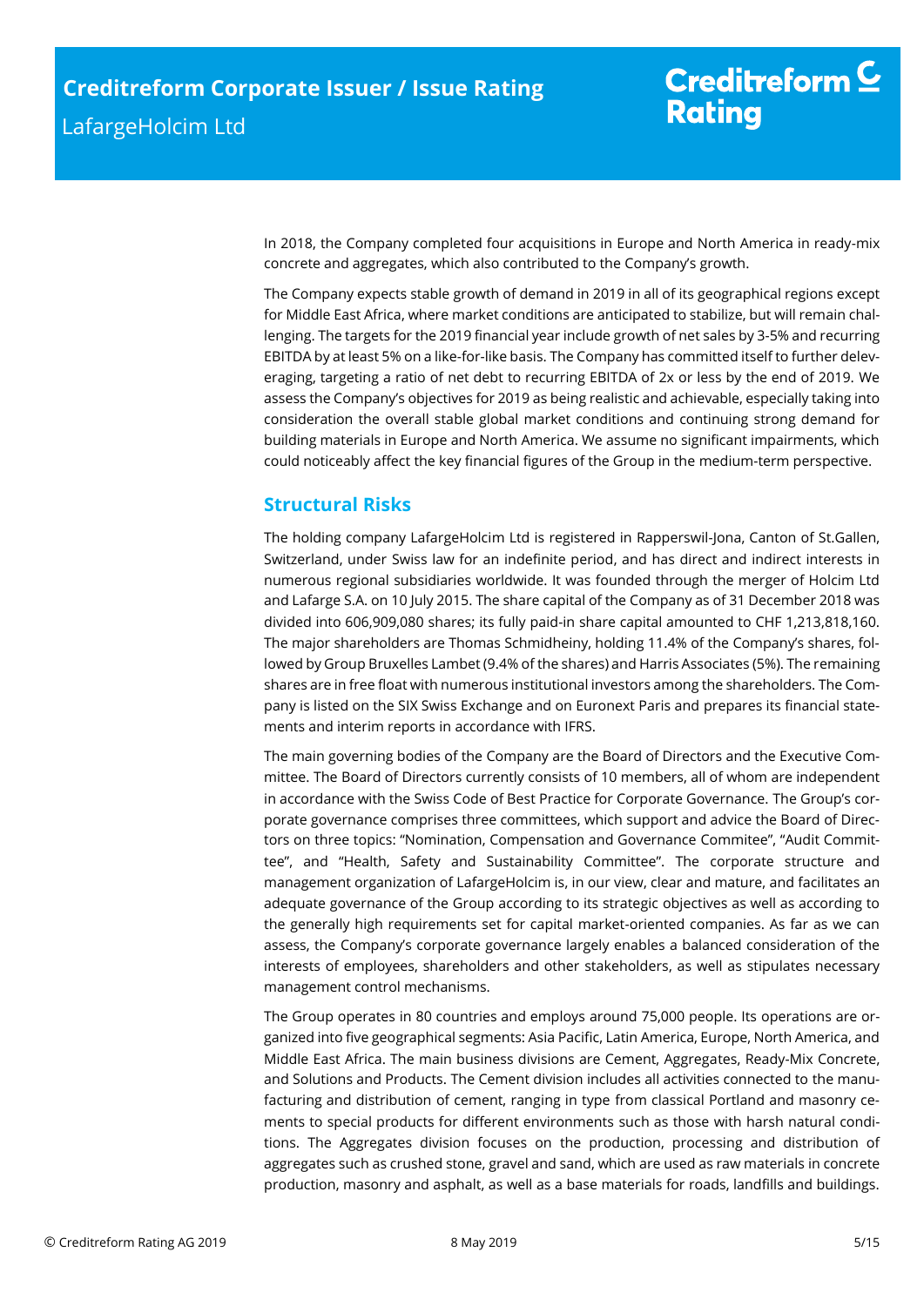In 2018, the Company completed four acquisitions in Europe and North America in ready-mix concrete and aggregates, which also contributed to the Company's growth.

The Company expects stable growth of demand in 2019 in all of its geographical regions except for Middle East Africa, where market conditions are anticipated to stabilize, but will remain challenging. The targets for the 2019 financial year include growth of net sales by 3-5% and recurring EBITDA by at least 5% on a like-for-like basis. The Company has committed itself to further deleveraging, targeting a ratio of net debt to recurring EBITDA of 2x or less by the end of 2019. We assess the Company's objectives for 2019 as being realistic and achievable, especially taking into consideration the overall stable global market conditions and continuing strong demand for building materials in Europe and North America. We assume no significant impairments, which could noticeably affect the key financial figures of the Group in the medium-term perspective.

## Structural Risks

The holding company LafargeHolcim Ltd is registered in Rapperswil-Jona, Canton of St.Gallen, Switzerland, under Swiss law for an indefinite period, and has direct and indirect interests in numerous regional subsidiaries worldwide. It was founded through the merger of Holcim Ltd and Lafarge S.A. on 10 July 2015. The share capital of the Company as of 31 December 2018 was divided into 606,909,080 shares; its fully paid-in share capital amounted to CHF 1,213,818,160. The major shareholders are Thomas Schmidheiny, holding 11.4% of the Company's shares, followed by Group Bruxelles Lambet (9.4% of the shares) and Harris Associates (5%). The remaining shares are in free float with numerous institutional investors among the shareholders. The Company is listed on the SIX Swiss Exchange and on Euronext Paris and prepares its financial statements and interim reports in accordance with IFRS.

The main governing bodies of the Company are the Board of Directors and the Executive Committee. The Board of Directors currently consists of 10 members, all of whom are independent in accordance with the Swiss Code of Best Practice for Corporate Governance. The Group's corporate governance comprises three committees, which support and advice the Board of Directors on three topics: "Nomination, Compensation and Governance Commitee", "Audit Committee", and "Health, Safety and Sustainability Committee". The corporate structure and management organization of LafargeHolcim is, in our view, clear and mature, and facilitates an adequate governance of the Group according to its strategic objectives as well as according to the generally high requirements set for capital market-oriented companies. As far as we can assess, the Company's corporate governance largely enables a balanced consideration of the interests of employees, shareholders and other stakeholders, as well as stipulates necessary management control mechanisms.

The Group operates in 80 countries and employs around 75,000 people. Its operations are organized into five geographical segments: Asia Pacific, Latin America, Europe, North America, and Middle East Africa. The main business divisions are Cement, Aggregates, Ready-Mix Concrete, and Solutions and Products. The Cement division includes all activities connected to the manufacturing and distribution of cement, ranging in type from classical Portland and masonry cements to special products for different environments such as those with harsh natural conditions. The Aggregates division focuses on the production, processing and distribution of aggregates such as crushed stone, gravel and sand, which are used as raw materials in concrete production, masonry and asphalt, as well as a base materials for roads, landfills and buildings.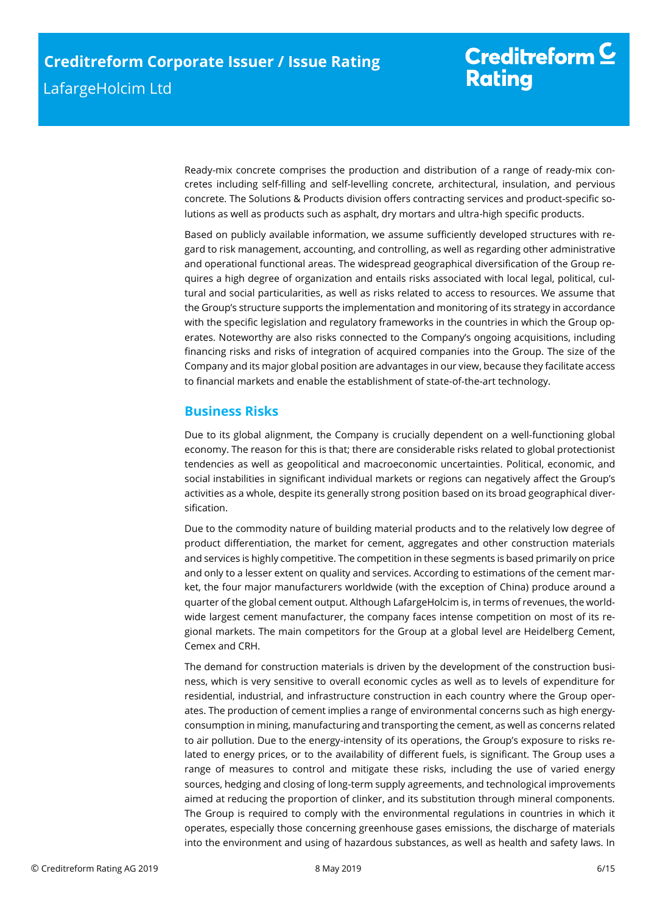Ready-mix concrete comprises the production and distribution of a range of ready-mix concretes including self-filling and self-levelling concrete, architectural, insulation, and pervious concrete. The Solutions & Products division offers contracting services and product-specific solutions as well as products such as asphalt, dry mortars and ultra-high specific products.

Based on publicly available information, we assume sufficiently developed structures with regard to risk management, accounting, and controlling, as well as regarding other administrative and operational functional areas. The widespread geographical diversification of the Group requires a high degree of organization and entails risks associated with local legal, political, cultural and social particularities, as well as risks related to access to resources. We assume that the Group's structure supports the implementation and monitoring of its strategy in accordance with the specific legislation and regulatory frameworks in the countries in which the Group operates. Noteworthy are also risks connected to the Company's ongoing acquisitions, including financing risks and risks of integration of acquired companies into the Group. The size of the Company and its major global position are advantages in our view, because they facilitate access to financial markets and enable the establishment of state-of-the-art technology.

## Business Risks

Due to its global alignment, the Company is crucially dependent on a well-functioning global economy. The reason for this is that; there are considerable risks related to global protectionist tendencies as well as geopolitical and macroeconomic uncertainties. Political, economic, and social instabilities in significant individual markets or regions can negatively affect the Group's activities as a whole, despite its generally strong position based on its broad geographical diversification.

Due to the commodity nature of building material products and to the relatively low degree of product differentiation, the market for cement, aggregates and other construction materials and services is highly competitive. The competition in these segments is based primarily on price and only to a lesser extent on quality and services. According to estimations of the cement market, the four major manufacturers worldwide (with the exception of China) produce around a quarter of the global cement output. Although LafargeHolcim is, in terms of revenues, the worldwide largest cement manufacturer, the company faces intense competition on most of its regional markets. The main competitors for the Group at a global level are Heidelberg Cement, Cemex and CRH.

The demand for construction materials is driven by the development of the construction business, which is very sensitive to overall economic cycles as well as to levels of expenditure for residential, industrial, and infrastructure construction in each country where the Group operates. The production of cement implies a range of environmental concerns such as high energy-consumption in mining, manufacturing and transporting the cement, as well as concerns related to air pollution. Due to the energy-intensity of its operations, the Group's exposure to risks related to energy prices, or to the availability of different fuels, is significant. The Group uses a range of measures to control and mitigate these risks, including the use of varied energy sources, hedging and closing of long-term supply agreements, and technological improvements aimed at reducing the proportion of clinker, and its substitution through mineral components. The Group is required to comply with the environmental regulations in countries in which it operates, especially those concerning greenhouse gases emissions, the discharge of materials into the environment and using of hazardous substances, as well as health and safety laws. In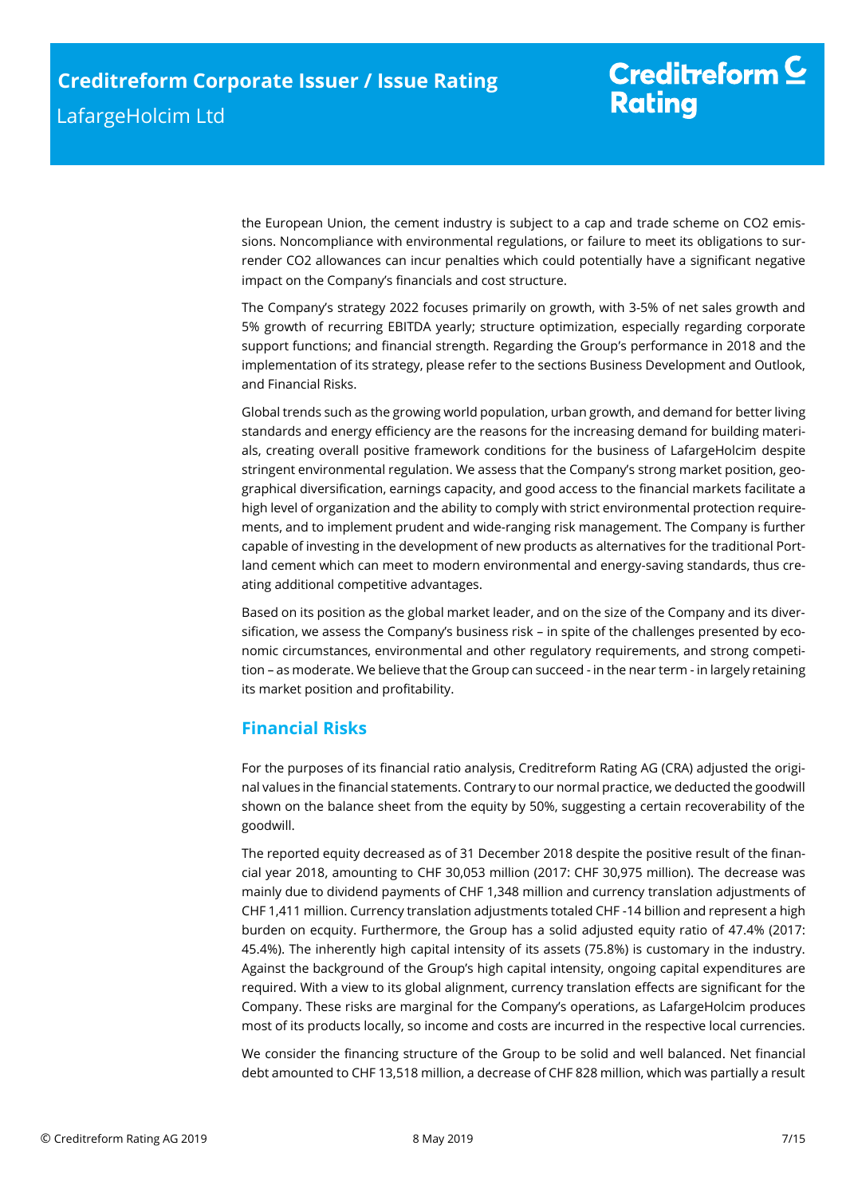the European Union, the cement industry is subject to a cap and trade scheme on $CO_2$ emissions. Noncompliance with environmental regulations, or failure to meet its obligations to surrender $CO_2$ allowances can incur penalties which could potentially have a significant negative impact on the Company's financials and cost structure.

The Company's strategy 2022 focuses primarily on growth, with 3-5% of net sales growth and 5% growth of recurring EBITDA yearly; structure optimization, especially regarding corporate support functions; and financial strength. Regarding the Group's performance in 2018 and the implementation of its strategy, please refer to the sections Business Development and Outlook, and Financial Risks.

Global trends such as the growing world population, urban growth, and demand for better living standards and energy efficiency are the reasons for the increasing demand for building materials, creating overall positive framework conditions for the business of LafargeHolcim despite stringent environmental regulation. We assess that the Company's strong market position, geographical diversification, earnings capacity, and good access to the financial markets facilitate a high level of organization and the ability to comply with strict environmental protection requirements, and to implement prudent and wide-ranging risk management. The Company is further capable of investing in the development of new products as alternatives for the traditional Portland cement which can meet to modern environmental and energy-saving standards, thus creating additional competitive advantages.

Based on its position as the global market leader, and on the size of the Company and its diversification, we assess the Company's business risk – in spite of the challenges presented by economic circumstances, environmental and other regulatory requirements, and strong competition – as moderate. We believe that the Group can succeed - in the near term - in largely retaining its market position and profitability.

## Financial Risks

For the purposes of its financial ratio analysis, Creditreform Rating AG (CRA) adjusted the original values in the financial statements. Contrary to our normal practice, we deducted the goodwill shown on the balance sheet from the equity by 50%, suggesting a certain recoverability of the goodwill.

The reported equity decreased as of 31 December 2018 despite the positive result of the financial year 2018, amounting to CHF 30,053 million (2017: CHF 30,975 million). The decrease was mainly due to dividend payments of CHF 1,348 million and currency translation adjustments of CHF 1,411 million. Currency translation adjustments totaled CHF -14 billion and represent a high burden on ecquity. Furthermore, the Group has a solid adjusted equity ratio of 47.4% (2017: 45.4%). The inherently high capital intensity of its assets (75.8%) is customary in the industry. Against the background of the Group's high capital intensity, ongoing capital expenditures are required. With a view to its global alignment, currency translation effects are significant for the Company. These risks are marginal for the Company's operations, as LafargeHolcim produces most of its products locally, so income and costs are incurred in the respective local currencies.

We consider the financing structure of the Group to be solid and well balanced. Net financial debt amounted to CHF 13,518 million, a decrease of CHF 828 million, which was partially a result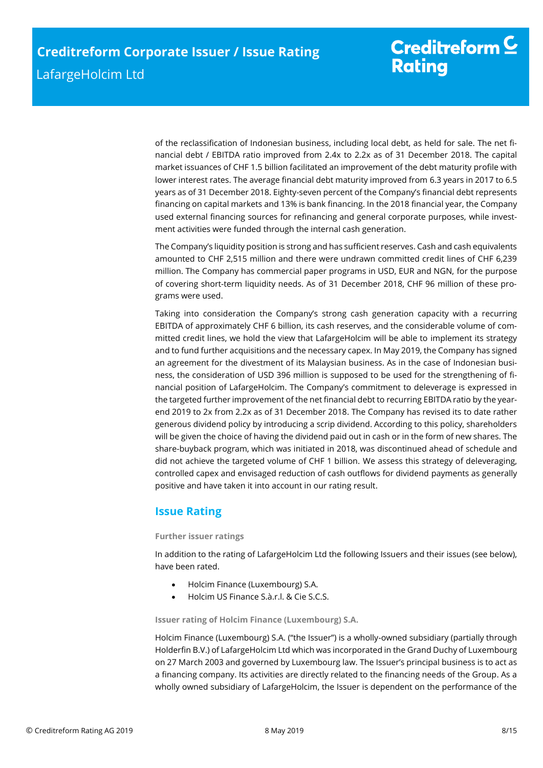of the reclassification of Indonesian business, including local debt, as held for sale. The net financial debt / EBITDA ratio improved from 2.4x to 2.2x as of 31 December 2018. The capital market issuances of CHF 1.5 billion facilitated an improvement of the debt maturity profile with lower interest rates. The average financial debt maturity improved from 6.3 years in 2017 to 6.5 years as of 31 December 2018. Eighty-seven percent of the Company's financial debt represents financing on capital markets and 13% is bank financing. In the 2018 financial year, the Company used external financing sources for refinancing and general corporate purposes, while investment activities were funded through the internal cash generation.

The Company's liquidity position is strong and has sufficient reserves. Cash and cash equivalents amounted to CHF 2,515 million and there were undrawn committed credit lines of CHF 6,239 million. The Company has commercial paper programs in USD, EUR and NGN, for the purpose of covering short-term liquidity needs. As of 31 December 2018, CHF 96 million of these programs were used.

Taking into consideration the Company's strong cash generation capacity with a recurring EBITDA of approximately CHF 6 billion, its cash reserves, and the considerable volume of committed credit lines, we hold the view that LafargeHolcim will be able to implement its strategy and to fund further acquisitions and the necessary capex. In May 2019, the Company has signed an agreement for the divestment of its Malaysian business. As in the case of Indonesian business, the consideration of USD 396 million is supposed to be used for the strengthening of financial position of LafargeHolcim. The Company's commitment to deleverage is expressed in the targeted further improvement of the net financial debt to recurring EBITDA ratio by the year-end 2019 to 2x from 2.2x as of 31 December 2018. The Company has revised its to date rather generous dividend policy by introducing a scrip dividend. According to this policy, shareholders will be given the choice of having the dividend paid out in cash or in the form of new shares. The share-buyback program, which was initiated in 2018, was discontinued ahead of schedule and did not achieve the targeted volume of CHF 1 billion. We assess this strategy of deleveraging, controlled capex and envisaged reduction of cash outflows for dividend payments as generally positive and have taken it into account in our rating result.

## Issue Rating

#### Further issuer ratings

In addition to the rating of LafargeHolcim Ltd the following Issuers and their issues (see below), have been rated.

- Holcim Finance (Luxembourg) S.A.
- Holcim US Finance S.à.r.l. & Cie S.C.S.

#### Issuer rating of Holcim Finance (Luxembourg) S.A.

Holcim Finance (Luxembourg) S.A. ("the Issuer") is a wholly-owned subsidiary (partially through Holderfin B.V.) of LafargeHolcim Ltd which was incorporated in the Grand Duchy of Luxembourg on 27 March 2003 and governed by Luxembourg law. The Issuer's principal business is to act as a financing company. Its activities are directly related to the financing needs of the Group. As a wholly owned subsidiary of LafargeHolcim, the Issuer is dependent on the performance of the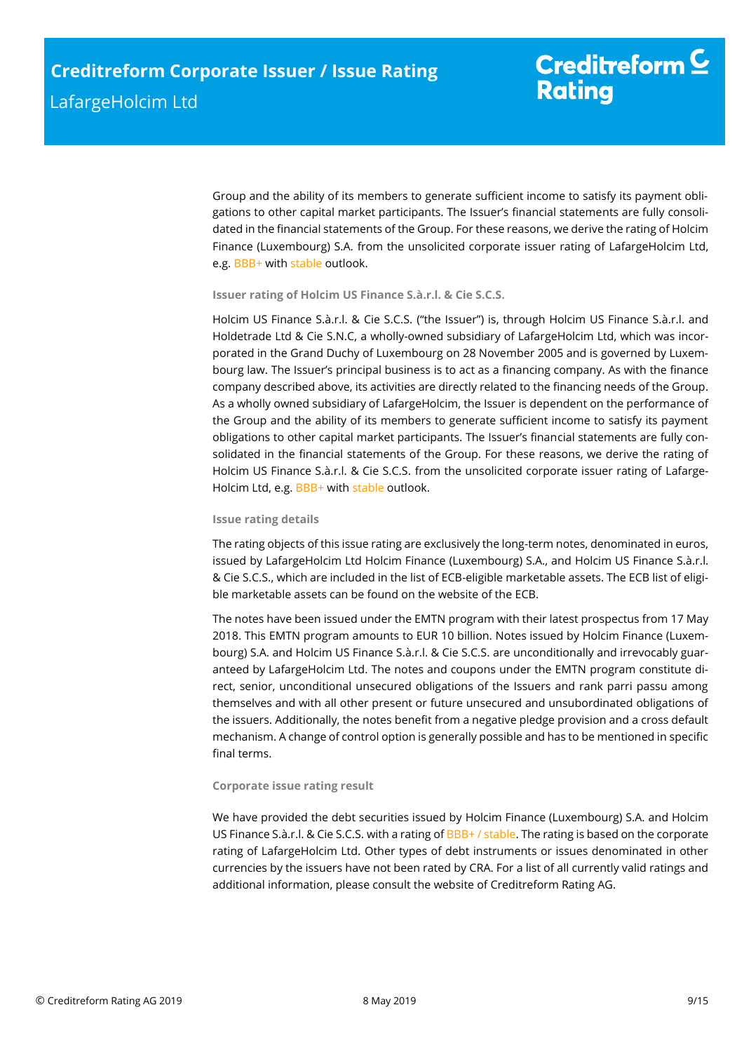Group and the ability of its members to generate sufficient income to satisfy its payment obligations to other capital market participants. The Issuer's financial statements are fully consolidated in the financial statements of the Group. For these reasons, we derive the rating of Holcim Finance (Luxembourg) S.A. from the unsolicited corporate issuer rating of LafargeHolcim Ltd, e.g. BBB+ with stable outlook.

#### Issuer rating of Holcim US Finance S.à.r.l. & Cie S.C.S.

Holcim US Finance S.à.r.l. & Cie S.C.S. ("the Issuer") is, through Holcim US Finance S.à.r.l. and Holdetrade Ltd & Cie S.N.C, a wholly-owned subsidiary of LafargeHolcim Ltd, which was incorporated in the Grand Duchy of Luxembourg on 28 November 2005 and is governed by Luxembourg law. The Issuer's principal business is to act as a financing company. As with the finance company described above, its activities are directly related to the financing needs of the Group. As a wholly owned subsidiary of LafargeHolcim, the Issuer is dependent on the performance of the Group and the ability of its members to generate sufficient income to satisfy its payment obligations to other capital market participants. The Issuer's financial statements are fully consolidated in the financial statements of the Group. For these reasons, we derive the rating of Holcim US Finance S.à.r.l. & Cie S.C.S. from the unsolicited corporate issuer rating of LafargeHolcim Ltd, e.g. BBB+ with stable outlook.

#### Issue rating details

The rating objects of this issue rating are exclusively the long-term notes, denominated in euros, issued by LafargeHolcim Ltd Holcim Finance (Luxembourg) S.A., and Holcim US Finance S.à.r.l. & Cie S.C.S., which are included in the list of ECB-eligible marketable assets. The ECB list of eligible marketable assets can be found on the website of the ECB.

The notes have been issued under the EMTN program with their latest prospectus from 17 May 2018. This EMTN program amounts to EUR 10 billion. Notes issued by Holcim Finance (Luxembourg) S.A. and Holcim US Finance S.à.r.l. & Cie S.C.S. are unconditionally and irrevocably guaranteed by LafargeHolcim Ltd. The notes and coupons under the EMTN program constitute direct, senior, unconditional unsecured obligations of the Issuers and rank parri passu among themselves and with all other present or future unsecured and unsubordinated obligations of the issuers. Additionally, the notes benefit from a negative pledge provision and a cross default mechanism. A change of control option is generally possible and has to be mentioned in specific final terms.

#### Corporate issue rating result

We have provided the debt securities issued by Holcim Finance (Luxembourg) S.A. and Holcim US Finance S.à.r.l. & Cie S.C.S. with a rating of BBB+ / stable. The rating is based on the corporate rating of LafargeHolcim Ltd. Other types of debt instruments or issues denominated in other currencies by the issuers have not been rated by CRA. For a list of all currently valid ratings and additional information, please consult the website of Creditreform Rating AG.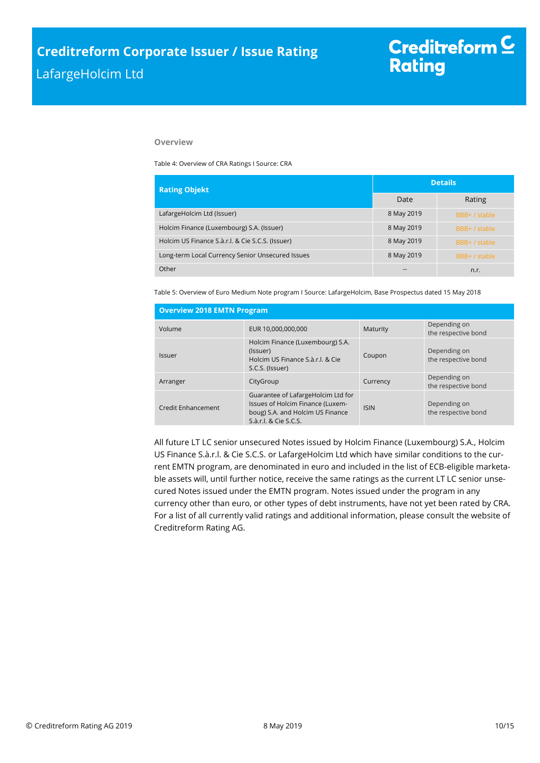### Overview

Table 4: Overview of CRA Ratings I Source: CRA

| Rating Objekt | Details | |
|---|---|---|
| | Date | Rating |
| LafargeHolcim Ltd (Issuer) | 8 May 2019 | BBB+ / stable |
| Holcim Finance (Luxembourg) S.A. (Issuer) | 8 May 2019 | BBB+ / stable |
| Holcim US Finance S.à.r.l. & Cie S.C.S. (Issuer) | 8 May 2019 | BBB+ / stable |
| Long-term Local Currency Senior Unsecured Issues | 8 May 2019 | BBB+ / stable |
| Other | -- | n.r. |

Table 5: Overview of Euro Medium Note program I Source: LafargeHolcim, Base Prospectus dated 15 May 2018

| Overview 2018 EMTN Program | | | |
|---|---|---|---|
| Volume | EUR 10,000,000,000 | Maturity | Depending on the respective bond |
| Issuer | Holcim Finance (Luxembourg) S.A. (Issuer) Holcim US Finance S.à.r.l. & Cie S.C.S. (Issuer) | Coupon | Depending on the respective bond |
| Arranger | CityGroup | Currency | Depending on the respective bond |
| Credit Enhancement | Guarantee of LafargeHolcim Ltd for Issues of Holcim Finance (Luxemboug) S.A. and Holcim US Finance S.à.r.l. & Cie S.C.S. | ISIN | Depending on the respective bond |

All future LT LC senior unsecured Notes issued by Holcim Finance (Luxembourg) S.A., Holcim US Finance S.à.r.l. & Cie S.C.S. or LafargeHolcim Ltd which have similar conditions to the current EMTN program, are denominated in euro and included in the list of ECB-eligible marketable assets will, until further notice, receive the same ratings as the current LT LC senior unsecured Notes issued under the EMTN program. Notes issued under the program in any currency other than euro, or other types of debt instruments, have not yet been rated by CRA. For a list of all currently valid ratings and additional information, please consult the website of Creditreform Rating AG.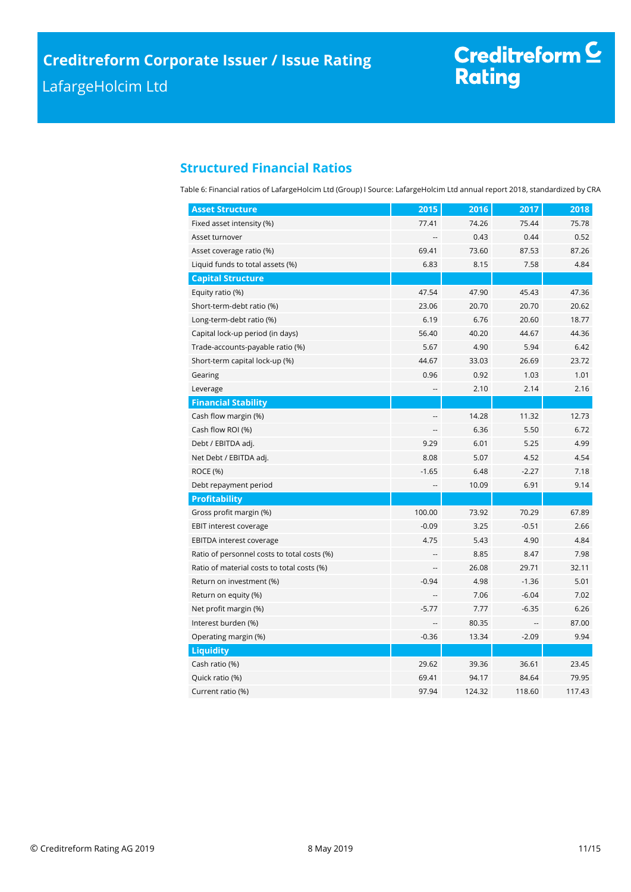## Structured Financial Ratios

Table 6: Financial ratios of LafargeHolcim Ltd (Group) I Source: LafargeHolcim Ltd annual report 2018, standardized by CRA

| Asset Structure | 2015 | 2016 | 2017 | 2018 |
|---|---|---|---|---|
| Fixed asset intensity (%) | 77.41 | 74.26 | 75.44 | 75.78 |
| Asset turnover | -- | 0.43 | 0.44 | 0.52 |
| Asset coverage ratio (%) | 69.41 | 73.60 | 87.53 | 87.26 |
| Liquid funds to total assets (%) | 6.83 | 8.15 | 7.58 | 4.84 |
| **Capital Structure** | | | | |
| Equity ratio (%) | 47.54 | 47.90 | 45.43 | 47.36 |
| Short-term-debt ratio (%) | 23.06 | 20.70 | 20.70 | 20.62 |
| Long-term-debt ratio (%) | 6.19 | 6.76 | 20.60 | 18.77 |
| Capital lock-up period (in days) | 56.40 | 40.20 | 44.67 | 44.36 |
| Trade-accounts-payable ratio (%) | 5.67 | 4.90 | 5.94 | 6.42 |
| Short-term capital lock-up (%) | 44.67 | 33.03 | 26.69 | 23.72 |
| Gearing | 0.96 | 0.92 | 1.03 | 1.01 |
| Leverage | -- | 2.10 | 2.14 | 2.16 |
| **Financial Stability** | | | | |
| Cash flow margin (%) | -- | 14.28 | 11.32 | 12.73 |
| Cash flow ROI (%) | -- | 6.36 | 5.50 | 6.72 |
| Debt / EBITDA adj. | 9.29 | 6.01 | 5.25 | 4.99 |
| Net Debt / EBITDA adj. | 8.08 | 5.07 | 4.52 | 4.54 |
| ROCE (%) | -1.65 | 6.48 | -2.27 | 7.18 |
| Debt repayment period | -- | 10.09 | 6.91 | 9.14 |
| **Profitability** | | | | |
| Gross profit margin (%) | 100.00 | 73.92 | 70.29 | 67.89 |
| EBIT interest coverage | -0.09 | 3.25 | -0.51 | 2.66 |
| EBITDA interest coverage | 4.75 | 5.43 | 4.90 | 4.84 |
| Ratio of personnel costs to total costs (%) | -- | 8.85 | 8.47 | 7.98 |
| Ratio of material costs to total costs (%) | -- | 26.08 | 29.71 | 32.11 |
| Return on investment (%) | -0.94 | 4.98 | -1.36 | 5.01 |
| Return on equity (%) | -- | 7.06 | -6.04 | 7.02 |
| Net profit margin (%) | -5.77 | 7.77 | -6.35 | 6.26 |
| Interest burden (%) | -- | 80.35 | -- | 87.00 |
| Operating margin (%) | -0.36 | 13.34 | -2.09 | 9.94 |
| **Liquidity** | | | | |
| Cash ratio (%) | 29.62 | 39.36 | 36.61 | 23.45 |
| Quick ratio (%) | 69.41 | 94.17 | 84.64 | 79.95 |
| Current ratio (%) | 97.94 | 124.32 | 118.60 | 117.43 |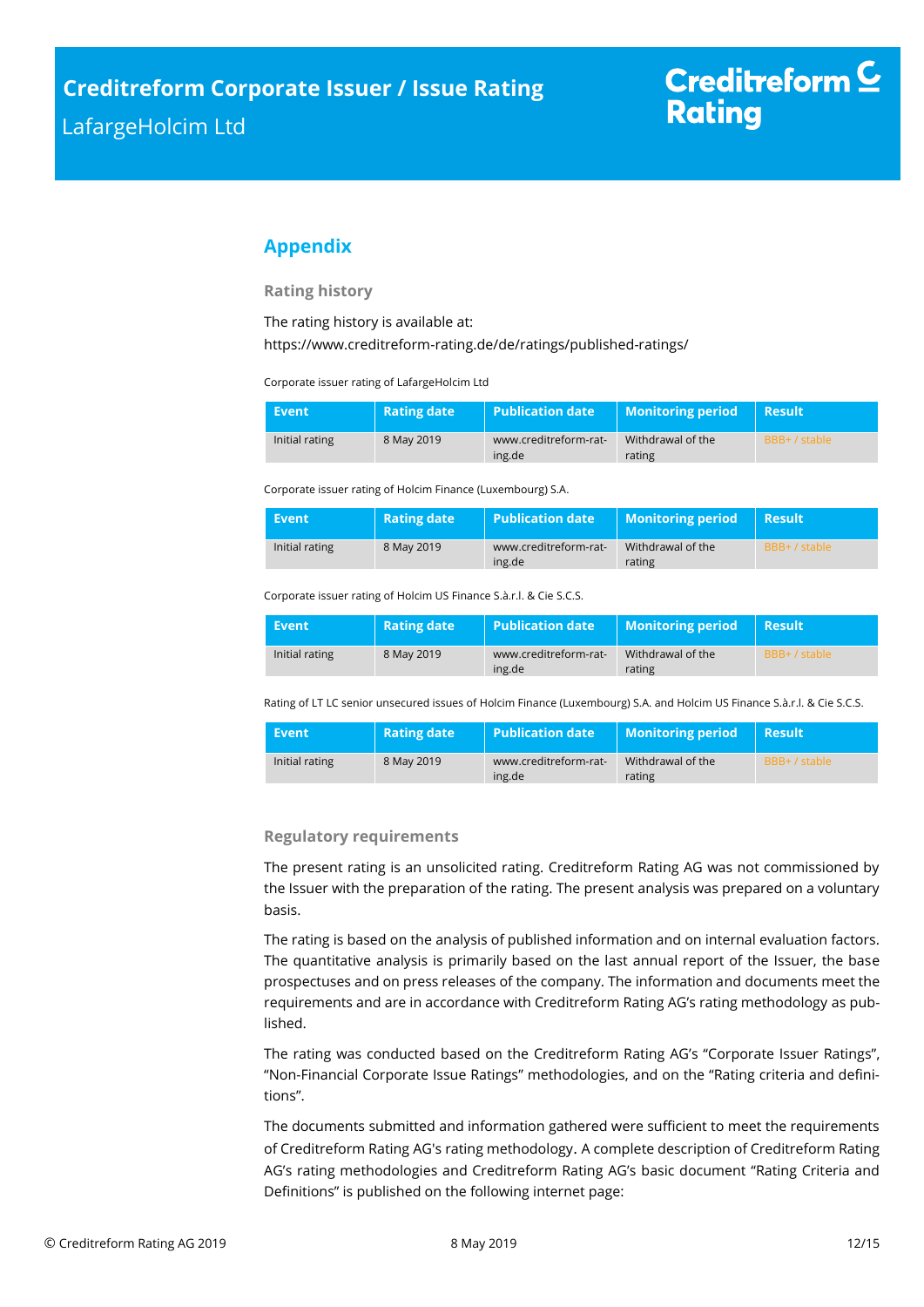## Appendix

### Rating history

The rating history is available at:
https://www.creditreform-rating.de/de/ratings/published-ratings/

Corporate issuer rating of LafargeHolcim Ltd

| Event | Rating date | Publication date | Monitoring period | Result |
|---|---|---|---|---|
| Initial rating | 8 May 2019 | www.creditreform-rating.de | Withdrawal of the rating | BBB+ / stable |

Corporate issuer rating of Holcim Finance (Luxembourg) S.A.

| Event | Rating date | Publication date | Monitoring period | Result |
|---|---|---|---|---|
| Initial rating | 8 May 2019 | www.creditreform-rating.de | Withdrawal of the rating | BBB+ / stable |

Corporate issuer rating of Holcim US Finance S.à.r.l. & Cie S.C.S.

| Event | Rating date | Publication date | Monitoring period | Result |
|---|---|---|---|---|
| Initial rating | 8 May 2019 | www.creditreform-rating.de | Withdrawal of the rating | BBB+ / stable |

Rating of LT LC senior unsecured issues of Holcim Finance (Luxembourg) S.A. and Holcim US Finance S.à.r.l. & Cie S.C.S.

| Event | Rating date | Publication date | Monitoring period | Result |
|---|---|---|---|---|
| Initial rating | 8 May 2019 | www.creditreform-rating.de | Withdrawal of the rating | BBB+ / stable |

### Regulatory requirements

The present rating is an unsolicited rating. Creditreform Rating AG was not commissioned by the Issuer with the preparation of the rating. The present analysis was prepared on a voluntary basis.

The rating is based on the analysis of published information and on internal evaluation factors. The quantitative analysis is primarily based on the last annual report of the Issuer, the base prospectuses and on press releases of the company. The information and documents meet the requirements and are in accordance with Creditreform Rating AG's rating methodology as published.

The rating was conducted based on the Creditreform Rating AG's "Corporate Issuer Ratings", "Non-Financial Corporate Issue Ratings" methodologies, and on the "Rating criteria and definitions".

The documents submitted and information gathered were sufficient to meet the requirements of Creditreform Rating AG's rating methodology. A complete description of Creditreform Rating AG's rating methodologies and Creditreform Rating AG's basic document "Rating Criteria and Definitions" is published on the following internet page: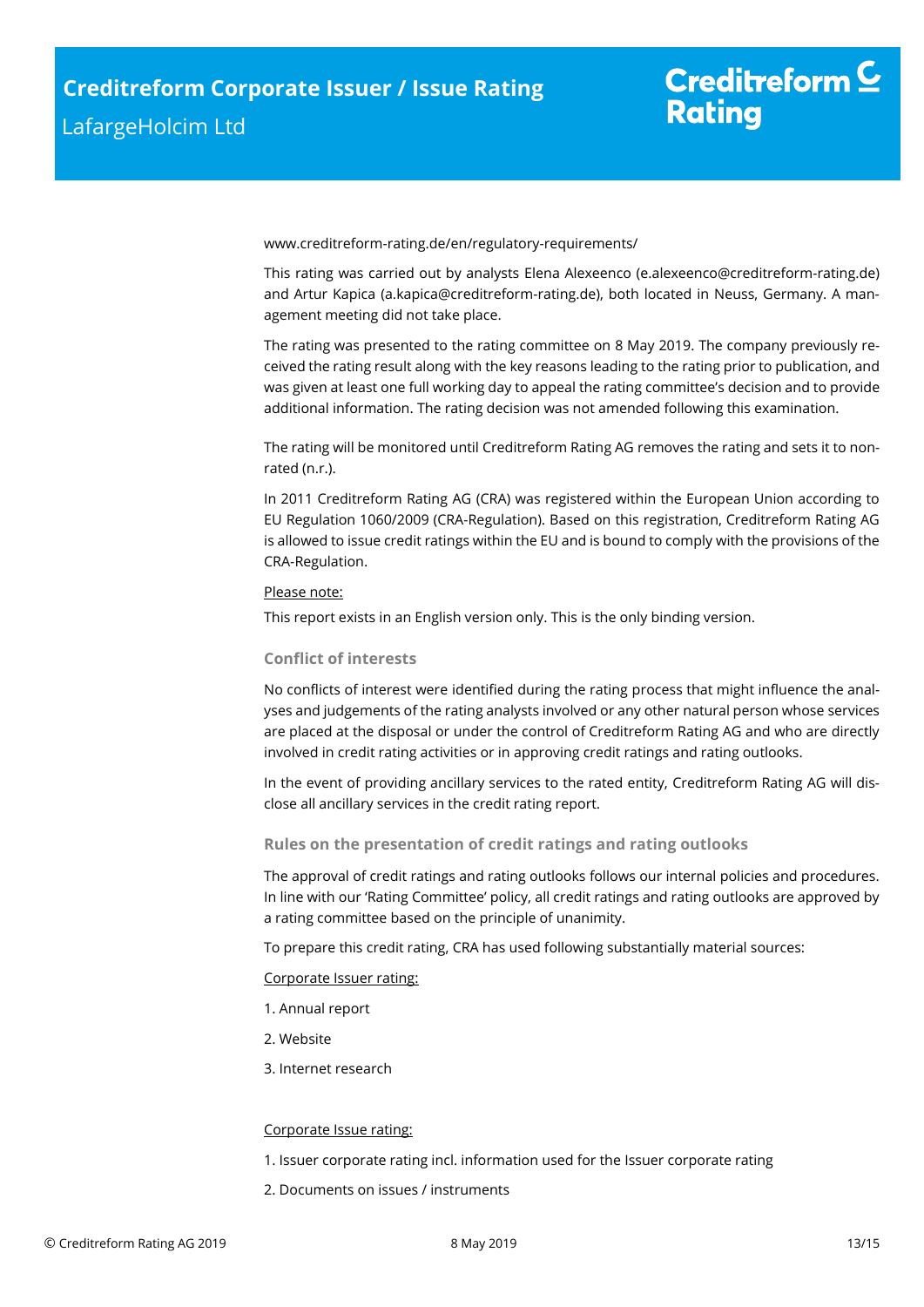www.creditreform-rating.de/en/regulatory-requirements/

This rating was carried out by analysts Elena Alexeenco (e.alexeenco@creditreform-rating.de) and Artur Kapica (a.kapica@creditreform-rating.de), both located in Neuss, Germany. A management meeting did not take place.

The rating was presented to the rating committee on 8 May 2019. The company previously received the rating result along with the key reasons leading to the rating prior to publication, and was given at least one full working day to appeal the rating committee's decision and to provide additional information. The rating decision was not amended following this examination.

The rating will be monitored until Creditreform Rating AG removes the rating and sets it to non-rated (n.r.).

In 2011 Creditreform Rating AG (CRA) was registered within the European Union according to EU Regulation 1060/2009 (CRA-Regulation). Based on this registration, Creditreform Rating AG is allowed to issue credit ratings within the EU and is bound to comply with the provisions of the CRA-Regulation.

<u>Please note:</u>

This report exists in an English version only. This is the only binding version.

### Conflict of interests

No conflicts of interest were identified during the rating process that might influence the analyses and judgements of the rating analysts involved or any other natural person whose services are placed at the disposal or under the control of Creditreform Rating AG and who are directly involved in credit rating activities or in approving credit ratings and rating outlooks.

In the event of providing ancillary services to the rated entity, Creditreform Rating AG will disclose all ancillary services in the credit rating report.

### Rules on the presentation of credit ratings and rating outlooks

The approval of credit ratings and rating outlooks follows our internal policies and procedures. In line with our 'Rating Committee' policy, all credit ratings and rating outlooks are approved by a rating committee based on the principle of unanimity.

To prepare this credit rating, CRA has used following substantially material sources:

<u>Corporate Issuer rating:</u>

1. Annual report
2. Website
3. Internet research

<u>Corporate Issue rating:</u>

1. Issuer corporate rating incl. information used for the Issuer corporate rating
2. Documents on issues / instruments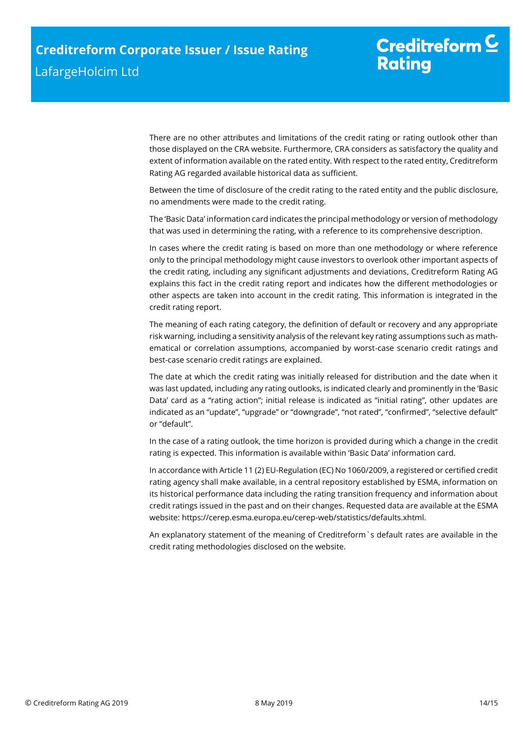There are no other attributes and limitations of the credit rating or rating outlook other than those displayed on the CRA website. Furthermore, CRA considers as satisfactory the quality and extent of information available on the rated entity. With respect to the rated entity, Creditreform Rating AG regarded available historical data as sufficient.

Between the time of disclosure of the credit rating to the rated entity and the public disclosure, no amendments were made to the credit rating.

The 'Basic Data' information card indicates the principal methodology or version of methodology that was used in determining the rating, with a reference to its comprehensive description.

In cases where the credit rating is based on more than one methodology or where reference only to the principal methodology might cause investors to overlook other important aspects of the credit rating, including any significant adjustments and deviations, Creditreform Rating AG explains this fact in the credit rating report and indicates how the different methodologies or other aspects are taken into account in the credit rating. This information is integrated in the credit rating report.

The meaning of each rating category, the definition of default or recovery and any appropriate risk warning, including a sensitivity analysis of the relevant key rating assumptions such as mathematical or correlation assumptions, accompanied by worst-case scenario credit ratings and best-case scenario credit ratings are explained.

The date at which the credit rating was initially released for distribution and the date when it was last updated, including any rating outlooks, is indicated clearly and prominently in the 'Basic Data' card as a "rating action"; initial release is indicated as "initial rating", other updates are indicated as an "update", "upgrade" or "downgrade", "not rated", "confirmed", "selective default" or "default".

In the case of a rating outlook, the time horizon is provided during which a change in the credit rating is expected. This information is available within 'Basic Data' information card.

In accordance with Article 11 (2) EU-Regulation (EC) No 1060/2009, a registered or certified credit rating agency shall make available, in a central repository established by ESMA, information on its historical performance data including the rating transition frequency and information about credit ratings issued in the past and on their changes. Requested data are available at the ESMA website: https://cerep.esma.europa.eu/cerep-web/statistics/defaults.xhtml.

An explanatory statement of the meaning of Creditreform`s default rates are available in the credit rating methodologies disclosed on the website.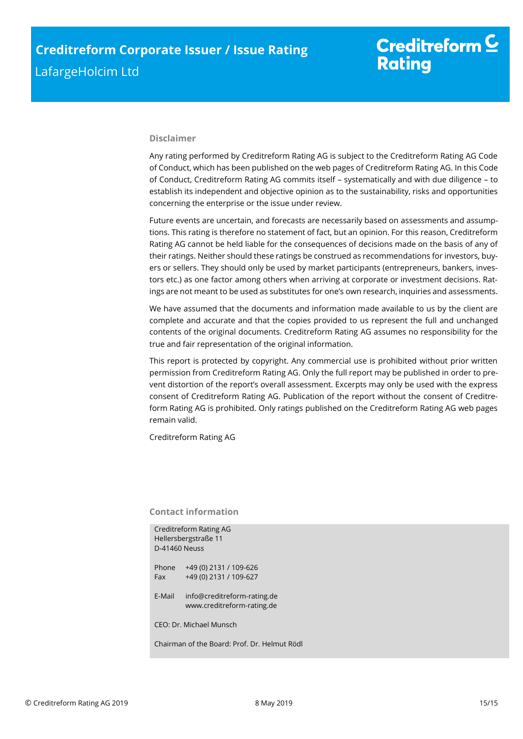## Disclaimer

Any rating performed by Creditreform Rating AG is subject to the Creditreform Rating AG Code of Conduct, which has been published on the web pages of Creditreform Rating AG. In this Code of Conduct, Creditreform Rating AG commits itself – systematically and with due diligence – to establish its independent and objective opinion as to the sustainability, risks and opportunities concerning the enterprise or the issue under review.

Future events are uncertain, and forecasts are necessarily based on assessments and assumptions. This rating is therefore no statement of fact, but an opinion. For this reason, Creditreform Rating AG cannot be held liable for the consequences of decisions made on the basis of any of their ratings. Neither should these ratings be construed as recommendations for investors, buyers or sellers. They should only be used by market participants (entrepreneurs, bankers, investors etc.) as one factor among others when arriving at corporate or investment decisions. Ratings are not meant to be used as substitutes for one's own research, inquiries and assessments.

We have assumed that the documents and information made available to us by the client are complete and accurate and that the copies provided to us represent the full and unchanged contents of the original documents. Creditreform Rating AG assumes no responsibility for the true and fair representation of the original information.

This report is protected by copyright. Any commercial use is prohibited without prior written permission from Creditreform Rating AG. Only the full report may be published in order to prevent distortion of the report's overall assessment. Excerpts may only be used with the express consent of Creditreform Rating AG. Publication of the report without the consent of Creditreform Rating AG is prohibited. Only ratings published on the Creditreform Rating AG web pages remain valid.

Creditreform Rating AG

## Contact information

Creditreform Rating AG
Hellersbergstraße 11
D-41460 Neuss

Phone +49 (0) 2131 / 109-626
Fax +49 (0) 2131 / 109-627

E-Mail info@creditreform-rating.de
www.creditreform-rating.de

CEO: Dr. Michael Munsch

Chairman of the Board: Prof. Dr. Helmut Rödl